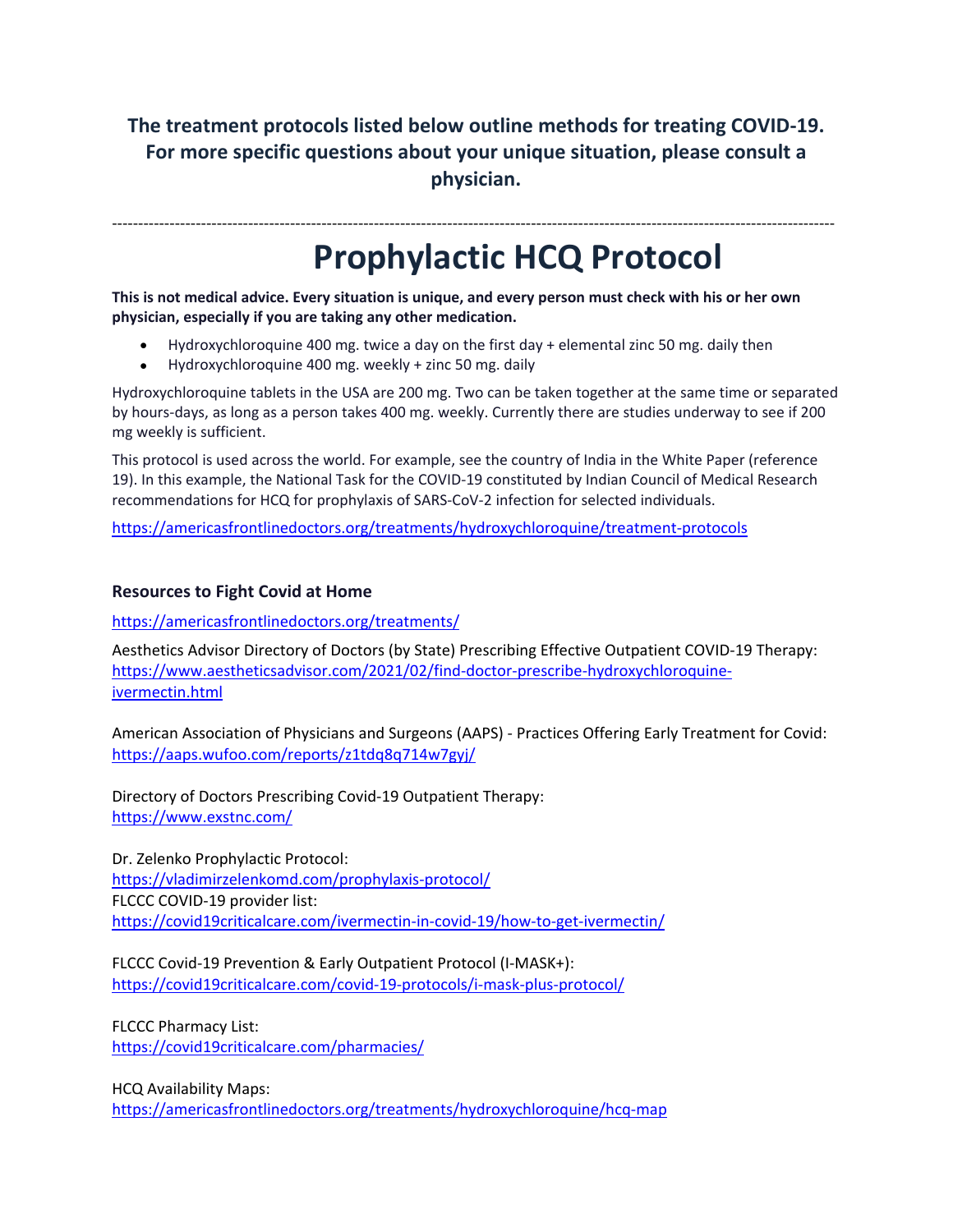**The treatment protocols listed below outline methods for treating COVID-19. For more specific questions about your unique situation, please consult a physician.**

---

# Prophylactic HCQ Protocol

**This is not medical advice. Every situation is unique, and every person must check with his or her own physician, especially if you are taking any other medication.**

- Hydroxychloroquine 400 mg. twice a day on the first day + elemental zinc 50 mg. daily then
- Hydroxychloroquine 400 mg. weekly + zinc 50 mg. daily

Hydroxychloroquine tablets in the USA are 200 mg. Two can be taken together at the same time or separated by hours-days, as long as a person takes 400 mg. weekly. Currently there are studies underway to see if 200 mg weekly is sufficient.

This protocol is used across the world. For example, see the country of India in the White Paper (reference 19). In this example, the National Task for the COVID-19 constituted by Indian Council of Medical Research recommendations for HCQ for prophylaxis of SARS-CoV-2 infection for selected individuals.

https://americasfrontlinedoctors.org/treatments/hydroxychloroquine/treatment-protocols

### Resources to Fight Covid at Home

https://americasfrontlinedoctors.org/treatments/

Aesthetics Advisor Directory of Doctors (by State) Prescribing Effective Outpatient COVID-19 Therapy: https://www.aestheticsadvisor.com/2021/02/find-doctor-prescribe-hydroxychloroquine-ivermectin.html

American Association of Physicians and Surgeons (AAPS) - Practices Offering Early Treatment for Covid: https://aaps.wufoo.com/reports/z1tdq8q714w7gyj/

Directory of Doctors Prescribing Covid-19 Outpatient Therapy:
https://www.exstnc.com/

Dr. Zelenko Prophylactic Protocol:
https://vladimirzelenkomd.com/prophylaxis-protocol/
FLCCC COVID-19 provider list:
https://covid19criticalcare.com/ivermectin-in-covid-19/how-to-get-ivermectin/

FLCCC Covid-19 Prevention & Early Outpatient Protocol (I-MASK+):
https://covid19criticalcare.com/covid-19-protocols/i-mask-plus-protocol/

FLCCC Pharmacy List:
https://covid19criticalcare.com/pharmacies/

HCQ Availability Maps:
https://americasfrontlinedoctors.org/treatments/hydroxychloroquine/hcq-map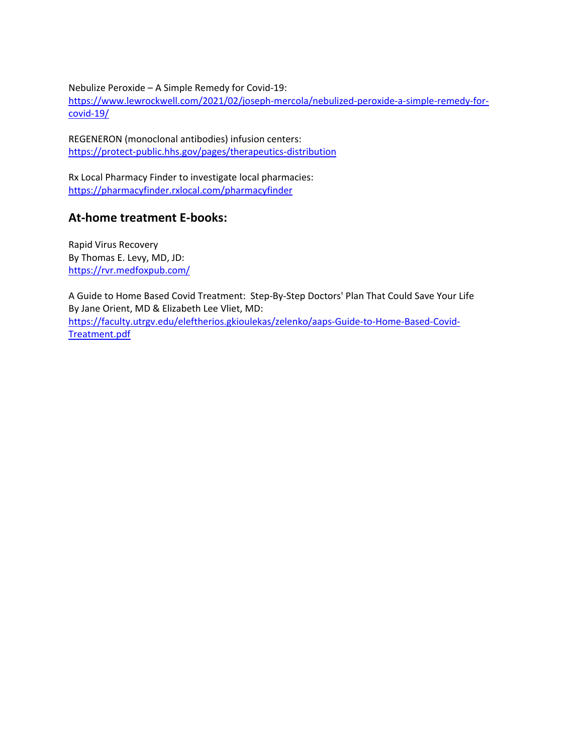Nebulize Peroxide – A Simple Remedy for Covid-19:
https://www.lewrockwell.com/2021/02/joseph-mercola/nebulized-peroxide-a-simple-remedy-for-covid-19/

REGENERON (monoclonal antibodies) infusion centers:
https://protect-public.hhs.gov/pages/therapeutics-distribution

Rx Local Pharmacy Finder to investigate local pharmacies:
https://pharmacyfinder.rxlocal.com/pharmacyfinder

## At-home treatment E-books:

Rapid Virus Recovery
By Thomas E. Levy, MD, JD:
https://rvr.medfoxpub.com/

A Guide to Home Based Covid Treatment: Step-By-Step Doctors' Plan That Could Save Your Life
By Jane Orient, MD & Elizabeth Lee Vliet, MD:
https://faculty.utrgv.edu/eleftherios.gkioulekas/zelenko/aaps-Guide-to-Home-Based-Covid-Treatment.pdf